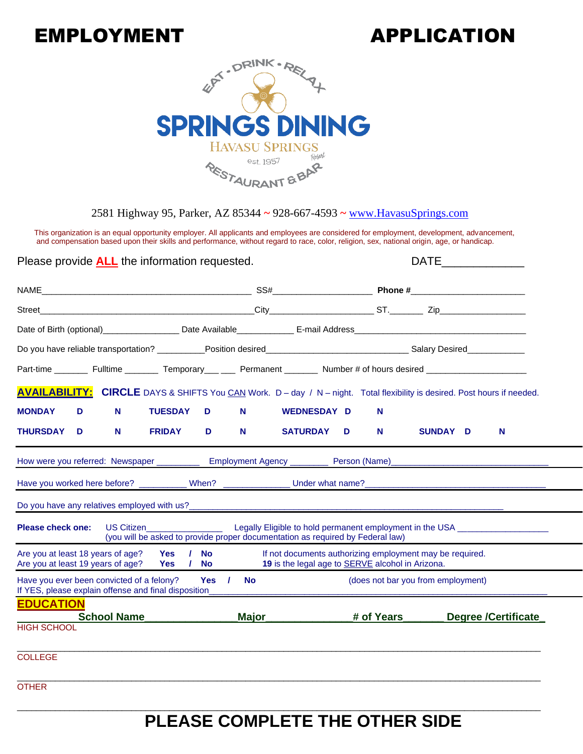# EMPLOYMENT APPLICATION

EAT • DRINK • RELAX

**SPRINGS DINING**

HAVASU SPRINGS Resort

est. 1957

RESTAURANT & BAR

2581 Highway 95, Parker, AZ 85344 ~ 928-667-4593 ~ www.HavasuSprings.com

This organization is an equal opportunity employer. All applicants and employees are considered for employment, development, advancement, and compensation based upon their skills and performance, without regard to race, color, religion, sex, national origin, age, or handicap.

Please provide **ALL** the information requested. DATE_____________

NAME__________________________________________ SS#____________________ **Phone #**_______________________

Street____________________________________________City_____________________ ST._______ Zip_________________

Date of Birth (optional)________________ Date Available____________ E-mail Address____________________________________

Do you have reliable transportation? _________Position desired_____________________________ Salary Desired____________

Part-time _______ Fulltime _______ Temporary___ ___ Permanent _______ Number # of hours desired ____________________

**AVAILABILITY:** **CIRCLE** DAYS & SHIFTS You CAN Work. D – day / N – night. Total flexibility is desired. Post hours if needed.

**MONDAY D N** **TUESDAY D N** **WEDNESDAY D N**

**THURSDAY D N** **FRIDAY D N** **SATURDAY D N** **SUNDAY D N**

---

How were you referred: Newspaper _________ Employment Agency ________ Person (Name)________________________________

Have you worked here before? __________ When? _____________ Under what name?_____________________________________

Do you have any relatives employed with us?_________________________________________________________________

**Please check one:** US Citizen_______________ Legally Eligible to hold permanent employment in the USA __________________
(you will be asked to provide proper documentation as required by Federal law)

Are you at least 18 years of age? **Yes / No** If not documents authorizing employment may be required.
Are you at least 19 years of age? **Yes / No** **19** is the legal age to SERVE alcohol in Arizona.

Have you ever been convicted of a felony? **Yes / No** (does not bar you from employment)
If YES, please explain offense and final disposition_____________________________________________________________

## EDUCATION

| | School Name | Major | # of Years | Degree /Certificate |
|---|---|---|---|---|
| HIGH SCHOOL | | | | |
| COLLEGE | | | | |
| OTHER | | | | |

## PLEASE COMPLETE THE OTHER SIDE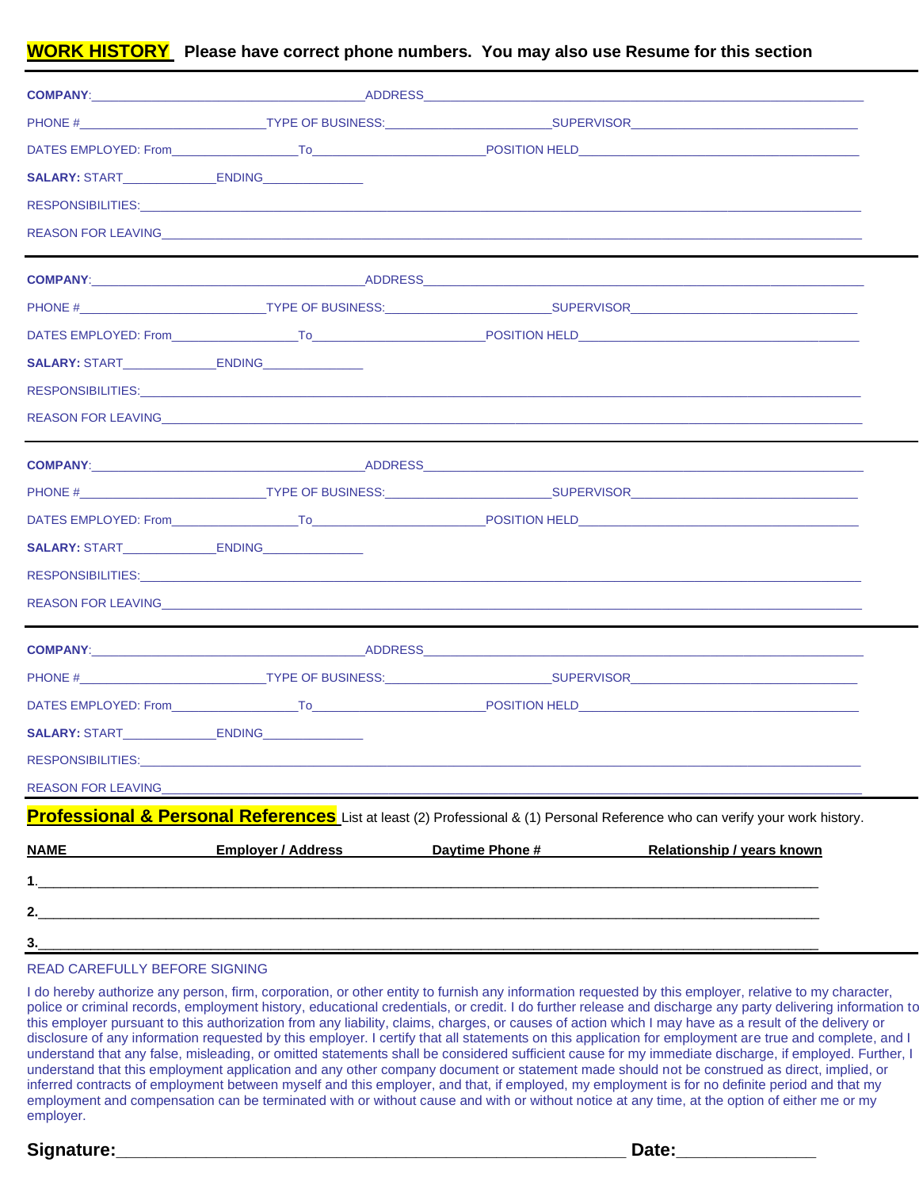## WORK HISTORY **Please have correct phone numbers. You may also use Resume for this section**

**COMPANY**:_______________________ ADDRESS_______________________________

PHONE #_______________ TYPE OF BUSINESS:_______________ SUPERVISOR_______________

DATES EMPLOYED: From___________ To_______________ POSITION HELD_______________________

**SALARY:** START_________ ENDING_________

RESPONSIBILITIES:_______________________________________________________________

REASON FOR LEAVING_____________________________________________________________

---

**COMPANY**:_______________________ ADDRESS_______________________________

PHONE #_______________ TYPE OF BUSINESS:_______________ SUPERVISOR_______________

DATES EMPLOYED: From___________ To_______________ POSITION HELD_______________________

**SALARY:** START_________ ENDING_________

RESPONSIBILITIES:_______________________________________________________________

REASON FOR LEAVING_____________________________________________________________

---

**COMPANY**:_______________________ ADDRESS_______________________________

PHONE #_______________ TYPE OF BUSINESS:_______________ SUPERVISOR_______________

DATES EMPLOYED: From___________ To_______________ POSITION HELD_______________________

**SALARY:** START_________ ENDING_________

RESPONSIBILITIES:_______________________________________________________________

REASON FOR LEAVING_____________________________________________________________

---

**COMPANY**:_______________________ ADDRESS_______________________________

PHONE #_______________ TYPE OF BUSINESS:_______________ SUPERVISOR_______________

DATES EMPLOYED: From___________ To_______________ POSITION HELD_______________________

**SALARY:** START_________ ENDING_________

RESPONSIBILITIES:_______________________________________________________________

REASON FOR LEAVING_____________________________________________________________

---

## Professional & Personal References

List at least (2) Professional & (1) Personal Reference who can verify your work history.

| NAME | Employer / Address | Daytime Phone # | Relationship / years known |
|---|---|---|---|
| 1. | | | |
| 2. | | | |
| 3. | | | |

READ CAREFULLY BEFORE SIGNING

I do hereby authorize any person, firm, corporation, or other entity to furnish any information requested by this employer, relative to my character, police or criminal records, employment history, educational credentials, or credit. I do further release and discharge any party delivering information to this employer pursuant to this authorization from any liability, claims, charges, or causes of action which I may have as a result of the delivery or disclosure of any information requested by this employer. I certify that all statements on this application for employment are true and complete, and I understand that any false, misleading, or omitted statements shall be considered sufficient cause for my immediate discharge, if employed. Further, I understand that this employment application and any other company document or statement made should not be construed as direct, implied, or inferred contracts of employment between myself and this employer, and that, if employed, my employment is for no definite period and that my employment and compensation can be terminated with or without cause and with or without notice at any time, at the option of either me or my employer.

**Signature:**_____________________________________________ **Date:**_______________